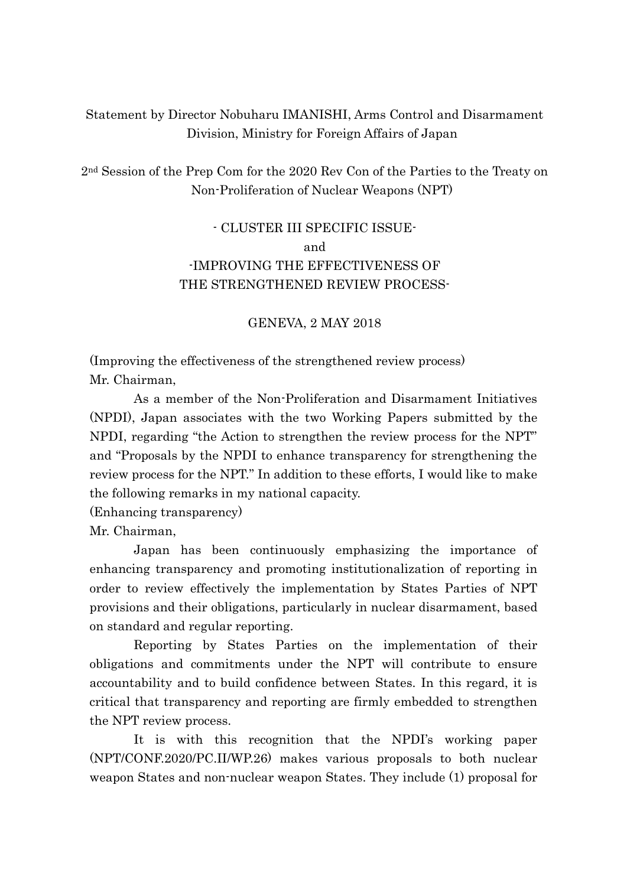Statement by Director Nobuharu IMANISHI, Arms Control and Disarmament Division, Ministry for Foreign Affairs of Japan

2nd Session of the Prep Com for the 2020 Rev Con of the Parties to the Treaty on Non-Proliferation of Nuclear Weapons (NPT)

- CLUSTER III SPECIFIC ISSUE-
and
-IMPROVING THE EFFECTIVENESS OF THE STRENGTHENED REVIEW PROCESS-

GENEVA, 2 MAY 2018

(Improving the effectiveness of the strengthened review process)

Mr. Chairman,

As a member of the Non-Proliferation and Disarmament Initiatives (NPDI), Japan associates with the two Working Papers submitted by the NPDI, regarding "the Action to strengthen the review process for the NPT" and "Proposals by the NPDI to enhance transparency for strengthening the review process for the NPT." In addition to these efforts, I would like to make the following remarks in my national capacity.

(Enhancing transparency)

Mr. Chairman,

Japan has been continuously emphasizing the importance of enhancing transparency and promoting institutionalization of reporting in order to review effectively the implementation by States Parties of NPT provisions and their obligations, particularly in nuclear disarmament, based on standard and regular reporting.

Reporting by States Parties on the implementation of their obligations and commitments under the NPT will contribute to ensure accountability and to build confidence between States. In this regard, it is critical that transparency and reporting are firmly embedded to strengthen the NPT review process.

It is with this recognition that the NPDI's working paper (NPT/CONF.2020/PC.II/WP.26) makes various proposals to both nuclear weapon States and non-nuclear weapon States. They include (1) proposal for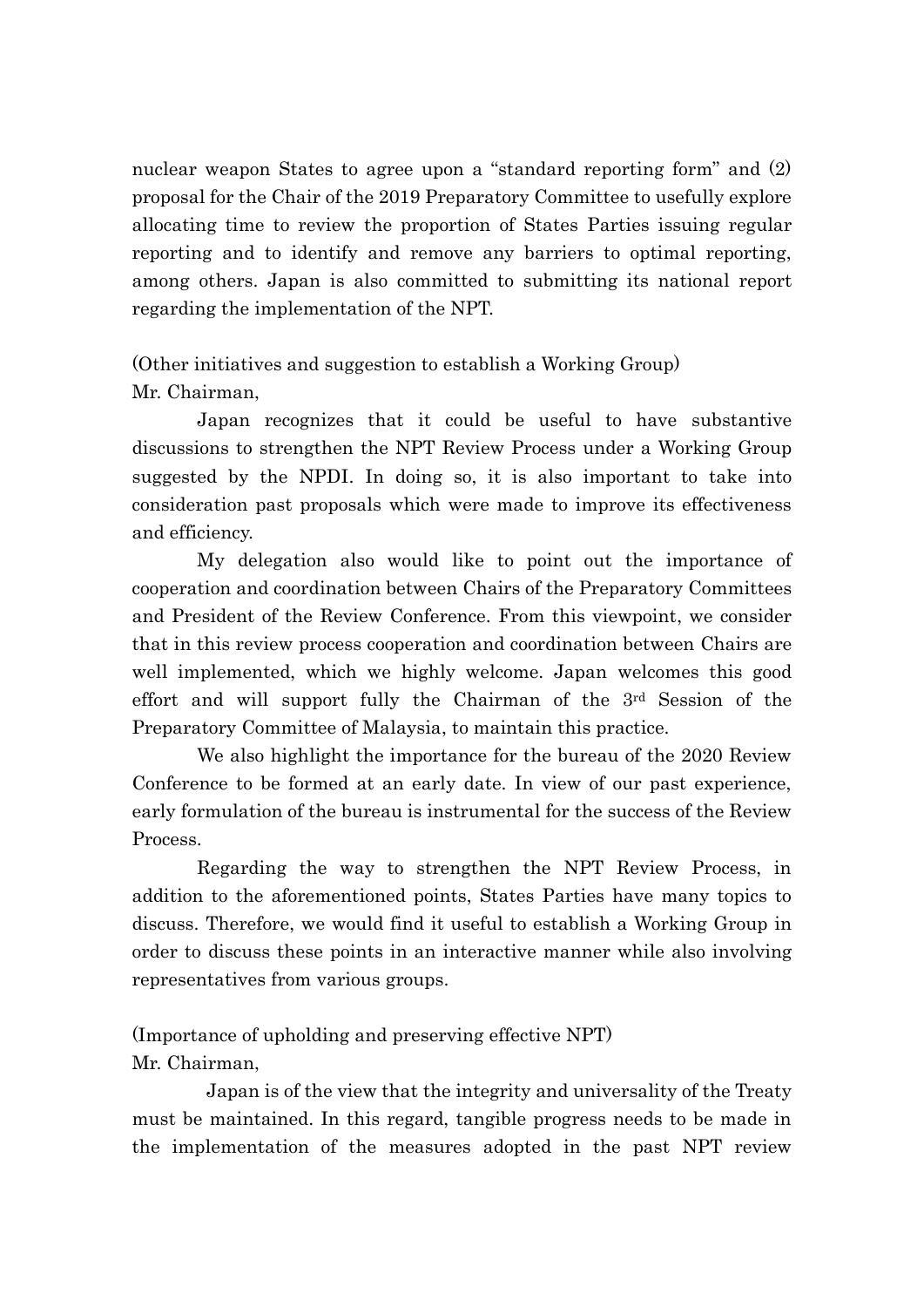nuclear weapon States to agree upon a "standard reporting form" and (2) proposal for the Chair of the 2019 Preparatory Committee to usefully explore allocating time to review the proportion of States Parties issuing regular reporting and to identify and remove any barriers to optimal reporting, among others. Japan is also committed to submitting its national report regarding the implementation of the NPT.

(Other initiatives and suggestion to establish a Working Group)

Mr. Chairman,

Japan recognizes that it could be useful to have substantive discussions to strengthen the NPT Review Process under a Working Group suggested by the NPDI. In doing so, it is also important to take into consideration past proposals which were made to improve its effectiveness and efficiency.

My delegation also would like to point out the importance of cooperation and coordination between Chairs of the Preparatory Committees and President of the Review Conference. From this viewpoint, we consider that in this review process cooperation and coordination between Chairs are well implemented, which we highly welcome. Japan welcomes this good effort and will support fully the Chairman of the 3rd Session of the Preparatory Committee of Malaysia, to maintain this practice.

We also highlight the importance for the bureau of the 2020 Review Conference to be formed at an early date. In view of our past experience, early formulation of the bureau is instrumental for the success of the Review Process.

Regarding the way to strengthen the NPT Review Process, in addition to the aforementioned points, States Parties have many topics to discuss. Therefore, we would find it useful to establish a Working Group in order to discuss these points in an interactive manner while also involving representatives from various groups.

(Importance of upholding and preserving effective NPT)

Mr. Chairman,

Japan is of the view that the integrity and universality of the Treaty must be maintained. In this regard, tangible progress needs to be made in the implementation of the measures adopted in the past NPT review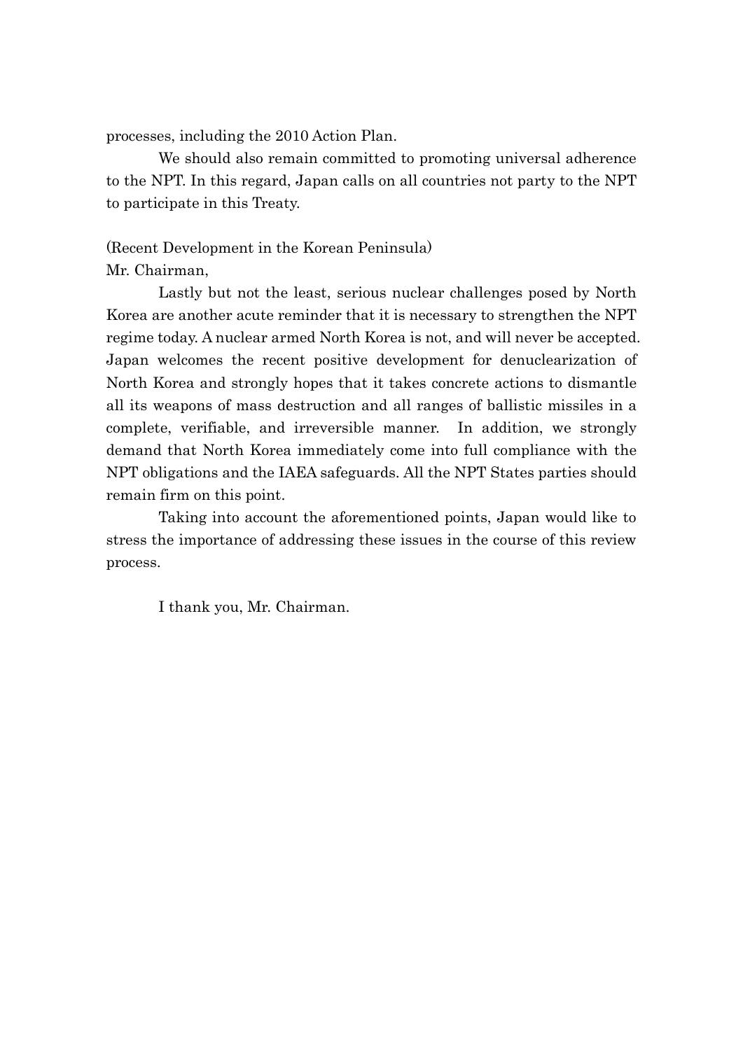processes, including the 2010 Action Plan.

We should also remain committed to promoting universal adherence to the NPT. In this regard, Japan calls on all countries not party to the NPT to participate in this Treaty.

(Recent Development in the Korean Peninsula)

Mr. Chairman,

Lastly but not the least, serious nuclear challenges posed by North Korea are another acute reminder that it is necessary to strengthen the NPT regime today. A nuclear armed North Korea is not, and will never be accepted. Japan welcomes the recent positive development for denuclearization of North Korea and strongly hopes that it takes concrete actions to dismantle all its weapons of mass destruction and all ranges of ballistic missiles in a complete, verifiable, and irreversible manner. In addition, we strongly demand that North Korea immediately come into full compliance with the NPT obligations and the IAEA safeguards. All the NPT States parties should remain firm on this point.

Taking into account the aforementioned points, Japan would like to stress the importance of addressing these issues in the course of this review process.

I thank you, Mr. Chairman.